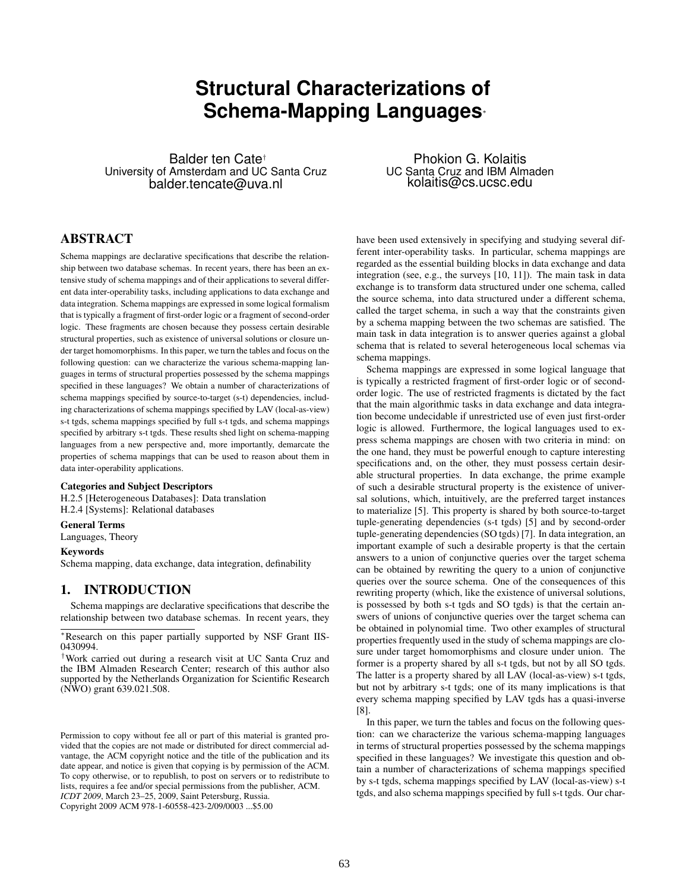# Structural Characterizations of Schema-Mapping Languages*

Balder ten Cate†
University of Amsterdam and UC Santa Cruz
balder.tencate@uva.nl

Phokion G. Kolaitis
UC Santa Cruz and IBM Almaden
kolaitis@cs.ucsc.edu

## ABSTRACT

Schema mappings are declarative specifications that describe the relationship between two database schemas. In recent years, there has been an extensive study of schema mappings and of their applications to several different data inter-operability tasks, including applications to data exchange and data integration. Schema mappings are expressed in some logical formalism that is typically a fragment of first-order logic or a fragment of second-order logic. These fragments are chosen because they possess certain desirable structural properties, such as existence of universal solutions or closure under target homomorphisms. In this paper, we turn the tables and focus on the following question: can we characterize the various schema-mapping languages in terms of structural properties possessed by the schema mappings specified in these languages? We obtain a number of characterizations of schema mappings specified by source-to-target (s-t) dependencies, including characterizations of schema mappings specified by LAV (local-as-view) s-t tgds, schema mappings specified by full s-t tgds, and schema mappings specified by arbitrary s-t tgds. These results shed light on schema-mapping languages from a new perspective and, more importantly, demarcate the properties of schema mappings that can be used to reason about them in data inter-operability applications.

### Categories and Subject Descriptors

H.2.5 [Heterogeneous Databases]: Data translation
H.2.4 [Systems]: Relational databases

### General Terms

Languages, Theory

### Keywords

Schema mapping, data exchange, data integration, definability

## 1. INTRODUCTION

Schema mappings are declarative specifications that describe the relationship between two database schemas. In recent years, they have been used extensively in specifying and studying several different inter-operability tasks. In particular, schema mappings are regarded as the essential building blocks in data exchange and data integration (see, e.g., the surveys [10, 11]). The main task in data exchange is to transform data structured under one schema, called the source schema, into data structured under a different schema, called the target schema, in such a way that the constraints given by a schema mapping between the two schemas are satisfied. The main task in data integration is to answer queries against a global schema that is related to several heterogeneous local schemas via schema mappings.

Schema mappings are expressed in some logical language that is typically a restricted fragment of first-order logic or of second-order logic. The use of restricted fragments is dictated by the fact that the main algorithmic tasks in data exchange and data integration become undecidable if unrestricted use of even just first-order logic is allowed. Furthermore, the logical languages used to express schema mappings are chosen with two criteria in mind: on the one hand, they must be powerful enough to capture interesting specifications and, on the other, they must possess certain desirable structural properties. In data exchange, the prime example of such a desirable structural property is the existence of universal solutions, which, intuitively, are the preferred target instances to materialize [5]. This property is shared by both source-to-target tuple-generating dependencies (s-t tgds) [5] and by second-order tuple-generating dependencies (SO tgds) [7]. In data integration, an important example of such a desirable property is that the certain answers to a union of conjunctive queries over the target schema can be obtained by rewriting the query to a union of conjunctive queries over the source schema. One of the consequences of this rewriting property (which, like the existence of universal solutions, is possessed by both s-t tgds and SO tgds) is that the certain answers of unions of conjunctive queries over the target schema can be obtained in polynomial time. Two other examples of structural properties frequently used in the study of schema mappings are closure under target homomorphisms and closure under union. The former is a property shared by all s-t tgds, but not by all SO tgds. The latter is a property shared by all LAV (local-as-view) s-t tgds, but not by arbitrary s-t tgds; one of its many implications is that every schema mapping specified by LAV tgds has a quasi-inverse [8].

In this paper, we turn the tables and focus on the following question: can we characterize the various schema-mapping languages in terms of structural properties possessed by the schema mappings specified in these languages? We investigate this question and obtain a number of characterizations of schema mappings specified by s-t tgds, schema mappings specified by LAV (local-as-view) s-t tgds, and also schema mappings specified by full s-t tgds. Our char-

*Research on this paper partially supported by NSF Grant IIS-0430994.

†Work carried out during a research visit at UC Santa Cruz and the IBM Almaden Research Center; research of this author also supported by the Netherlands Organization for Scientific Research (NWO) grant 639.021.508.

Permission to copy without fee all or part of this material is granted provided that the copies are not made or distributed for direct commercial advantage, the ACM copyright notice and the title of the publication and its date appear, and notice is given that copying is by permission of the ACM. To copy otherwise, or to republish, to post on servers or to redistribute to lists, requires a fee and/or special permissions from the publisher, ACM.
*ICDT 2009*, March 23–25, 2009, Saint Petersburg, Russia.
Copyright 2009 ACM 978-1-60558-423-2/09/0003 ...$5.00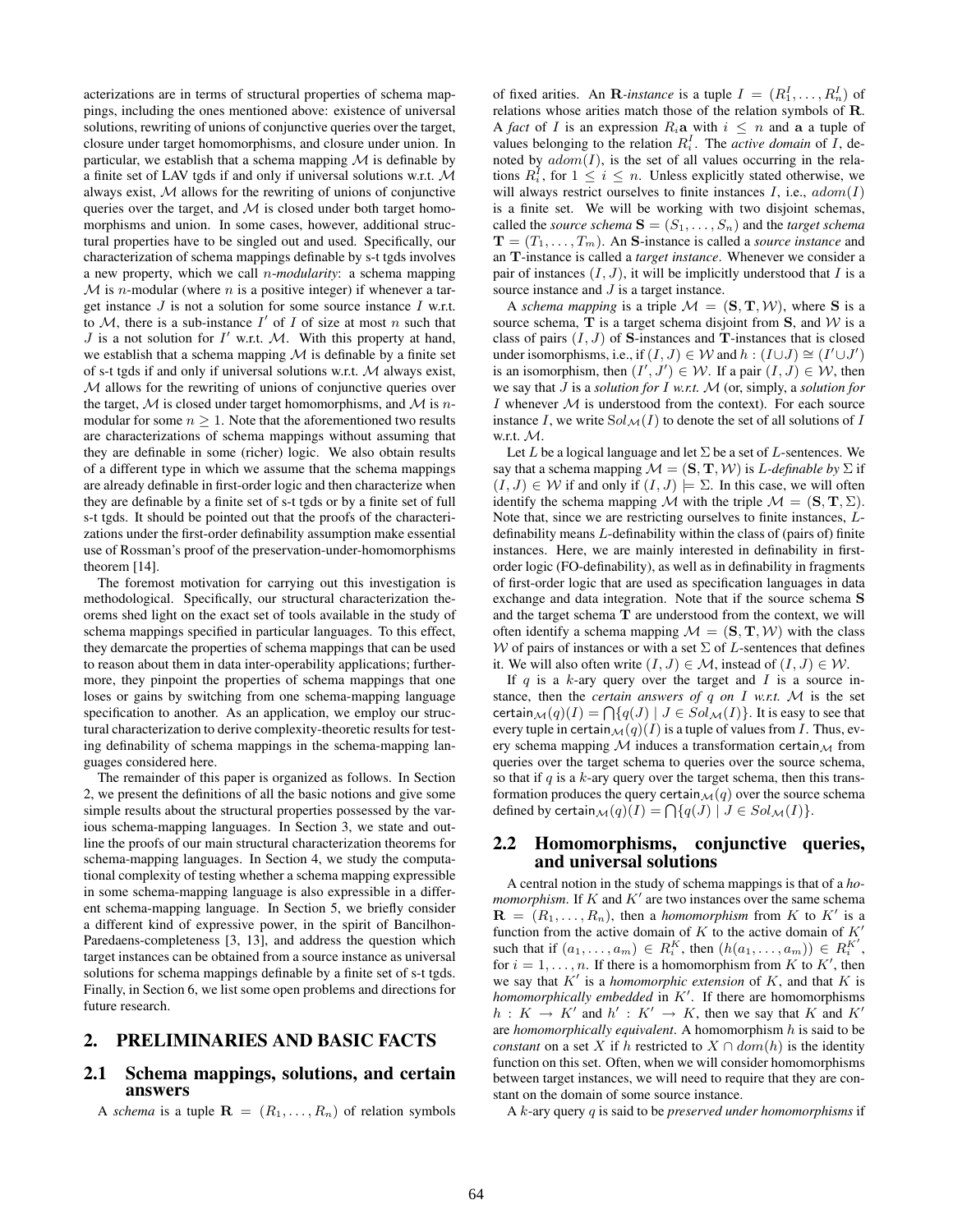acterizations are in terms of structural properties of schema mappings, including the ones mentioned above: existence of universal solutions, rewriting of unions of conjunctive queries over the target, closure under target homomorphisms, and closure under union. In particular, we establish that a schema mapping $\mathcal{M}$ is definable by a finite set of LAV tgds if and only if universal solutions w.r.t. $\mathcal{M}$ always exist, $\mathcal{M}$ allows for the rewriting of unions of conjunctive queries over the target, and $\mathcal{M}$ is closed under both target homomorphisms and union. In some cases, however, additional structural properties have to be singled out and used. Specifically, our characterization of schema mappings definable by s-t tgds involves a new property, which we call $n$-*modularity*: a schema mapping $\mathcal{M}$ is $n$-modular (where $n$ is a positive integer) if whenever a target instance $J$ is not a solution for some source instance $I$ w.r.t. to $\mathcal{M}$, there is a sub-instance $I'$ of $I$ of size at most $n$ such that $J$ is a not solution for $I'$ w.r.t. $\mathcal{M}$. With this property at hand, we establish that a schema mapping $\mathcal{M}$ is definable by a finite set of s-t tgds if and only if universal solutions w.r.t. $\mathcal{M}$ always exist, $\mathcal{M}$ allows for the rewriting of unions of conjunctive queries over the target, $\mathcal{M}$ is closed under target homomorphisms, and $\mathcal{M}$ is $n$-modular for some $n \geq 1$. Note that the aforementioned two results are characterizations of schema mappings without assuming that they are definable in some (richer) logic. We also obtain results of a different type in which we assume that the schema mappings are already definable in first-order logic and then characterize when they are definable by a finite set of s-t tgds or by a finite set of full s-t tgds. It should be pointed out that the proofs of the characterizations under the first-order definability assumption make essential use of Rossman's proof of the preservation-under-homomorphisms theorem [14].

The foremost motivation for carrying out this investigation is methodological. Specifically, our structural characterization theorems shed light on the exact set of tools available in the study of schema mappings specified in particular languages. To this effect, they demarcate the properties of schema mappings that can be used to reason about them in data inter-operability applications; furthermore, they pinpoint the properties of schema mappings that one loses or gains by switching from one schema-mapping language specification to another. As an application, we employ our structural characterization to derive complexity-theoretic results for testing definability of schema mappings in the schema-mapping languages considered here.

The remainder of this paper is organized as follows. In Section 2, we present the definitions of all the basic notions and give some simple results about the structural properties possessed by the various schema-mapping languages. In Section 3, we state and outline the proofs of our main structural characterization theorems for schema-mapping languages. In Section 4, we study the computational complexity of testing whether a schema mapping expressible in some schema-mapping language is also expressible in a different schema-mapping language. In Section 5, we briefly consider a different kind of expressive power, in the spirit of Bancilhon-Paredaens-completeness [3, 13], and address the question which target instances can be obtained from a source instance as universal solutions for schema mappings definable by a finite set of s-t tgds. Finally, in Section 6, we list some open problems and directions for future research.

## 2. PRELIMINARIES AND BASIC FACTS

### 2.1 Schema mappings, solutions, and certain answers

A *schema* is a tuple $\mathbf{R} = (R_1, \ldots, R_n)$ of relation symbols of fixed arities. An $\mathbf{R}$-*instance* is a tuple $I = (R_1^I, \ldots, R_n^I)$ of relations whose arities match those of the relation symbols of $\mathbf{R}$. A *fact* of $I$ is an expression $R_i\mathbf{a}$ with $i \leq n$ and $\mathbf{a}$ a tuple of values belonging to the relation $R_i^I$. The *active domain* of $I$, denoted by $adom(I)$, is the set of all values occurring in the relations $R_i^I$, for $1 \leq i \leq n$. Unless explicitly stated otherwise, we will always restrict ourselves to finite instances $I$, i.e., $adom(I)$ is a finite set. We will be working with two disjoint schemas, called the *source schema* $\mathbf{S} = (S_1, \ldots, S_n)$ and the *target schema* $\mathbf{T} = (T_1, \ldots, T_m)$. An $\mathbf{S}$-instance is called a *source instance* and an $\mathbf{T}$-instance is called a *target instance*. Whenever we consider a pair of instances $(I, J)$, it will be implicitly understood that $I$ is a source instance and $J$ is a target instance.

A *schema mapping* is a triple $\mathcal{M} = (\mathbf{S}, \mathbf{T}, \mathcal{W})$, where $\mathbf{S}$ is a source schema, $\mathbf{T}$ is a target schema disjoint from $\mathbf{S}$, and $\mathcal{W}$ is a class of pairs $(I, J)$ of $\mathbf{S}$-instances and $\mathbf{T}$-instances that is closed under isomorphisms, i.e., if $(I, J) \in \mathcal{W}$ and $h : (I \cup J) \cong (I' \cup J')$ is an isomorphism, then $(I', J') \in \mathcal{W}$. If a pair $(I, J) \in \mathcal{W}$, then we say that $J$ is a *solution for* $I$ *w.r.t.* $\mathcal{M}$ (or, simply, a *solution for* $I$ whenever $\mathcal{M}$ is understood from the context). For each source instance $I$, we write $Sol_{\mathcal{M}}(I)$ to denote the set of all solutions of $I$ w.r.t. $\mathcal{M}$.

Let $L$ be a logical language and let $\Sigma$ be a set of $L$-sentences. We say that a schema mapping $\mathcal{M} = (\mathbf{S}, \mathbf{T}, \mathcal{W})$ is $L$-*definable by* $\Sigma$ if $(I, J) \in \mathcal{W}$ if and only if $(I, J) \models \Sigma$. In this case, we will often identify the schema mapping $\mathcal{M}$ with the triple $\mathcal{M} = (\mathbf{S}, \mathbf{T}, \Sigma)$. Note that, since we are restricting ourselves to finite instances, $L$-definability means $L$-definability within the class (of pairs of) finite instances. Here, we are mainly interested in definability in first-order logic (FO-definability), as well as in definability in fragments of first-order logic that are used as specification languages in data exchange and data integration. Note that if the source schema $\mathbf{S}$ and the target schema $\mathbf{T}$ are understood from the context, we will often identify a schema mapping $\mathcal{M} = (\mathbf{S}, \mathbf{T}, \mathcal{W})$ with the class $\mathcal{W}$ of pairs of instances or with a set $\Sigma$ of $L$-sentences that defines it. We will also often write $(I, J) \in \mathcal{M}$, instead of $(I, J) \in \mathcal{W}$.

If $q$ is a $k$-ary query over the target and $I$ is a source instance, then the *certain answers of* $q$ *on* $I$ *w.r.t.* $\mathcal{M}$ is the set $\mathsf{certain}_{\mathcal{M}}(q)(I) = \bigcap\{q(J) \mid J \in Sol_{\mathcal{M}}(I)\}$. It is easy to see that every tuple in $\mathsf{certain}_{\mathcal{M}}(q)(I)$ is a tuple of values from $I$. Thus, every schema mapping $\mathcal{M}$ induces a transformation $\mathsf{certain}_{\mathcal{M}}$ from queries over the target schema to queries over the source schema, so that if $q$ is a $k$-ary query over the target schema, then this transformation produces the query $\mathsf{certain}_{\mathcal{M}}(q)$ over the source schema defined by $\mathsf{certain}_{\mathcal{M}}(q)(I) = \bigcap\{q(J) \mid J \in Sol_{\mathcal{M}}(I)\}$.

### 2.2 Homomorphisms, conjunctive queries, and universal solutions

A central notion in the study of schema mappings is that of a *homomorphism*. If $K$ and $K'$ are two instances over the same schema $\mathbf{R} = (R_1, \ldots, R_n)$, then a *homomorphism* from $K$ to $K'$ is a function from the active domain of $K$ to the active domain of $K'$ such that if $(a_1, \ldots, a_m) \in R_i^K$, then $(h(a_1, \ldots, a_m)) \in R_i^{K'}$, for $i = 1, \ldots, n$. If there is a homomorphism from $K$ to $K'$, then we say that $K'$ is a *homomorphic extension* of $K$, and that $K$ is *homomorphically embedded* in $K'$. If there are homomorphisms $h : K \to K'$ and $h' : K' \to K$, then we say that $K$ and $K'$ are *homomorphically equivalent*. A homomorphism $h$ is said to be *constant* on a set $X$ if $h$ restricted to $X \cap dom(h)$ is the identity function on this set. Often, when we will consider homomorphisms between target instances, we will need to require that they are constant on the domain of some source instance.

A $k$-ary query $q$ is said to be *preserved under homomorphisms* if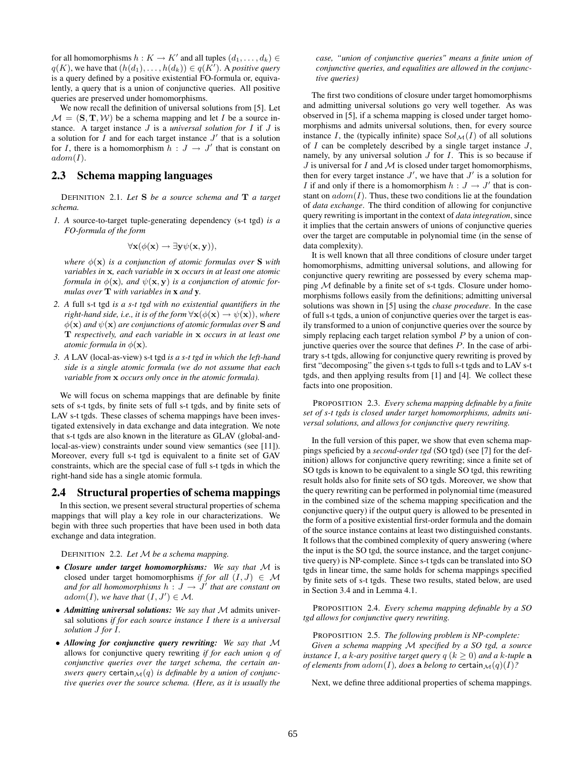for all homomorphisms $h : K \to K'$ and all tuples $(d_1, \ldots, d_k) \in q(K)$, we have that $(h(d_1), \ldots, h(d_k)) \in q(K')$. A *positive query* is a query defined by a positive existential FO-formula or, equivalently, a query that is a union of conjunctive queries. All positive queries are preserved under homomorphisms.

We now recall the definition of universal solutions from [5]. Let $\mathcal{M} = (\mathbf{S}, \mathbf{T}, \mathcal{W})$ be a schema mapping and let $I$ be a source instance. A target instance $J$ is a *universal solution for $I$* if $J$ is a solution for $I$ and for each target instance $J'$ that is a solution for $I$, there is a homomorphism $h : J \to J'$ that is constant on $adom(I)$.

## 2.3 Schema mapping languages

DEFINITION 2.1. *Let $\mathbf{S}$ be a source schema and $\mathbf{T}$ a target schema.*

1. *A* source-to-target tuple-generating dependency (s-t tgd) *is a FO-formula of the form*

$$\forall \mathbf{x}(\phi(\mathbf{x}) \to \exists \mathbf{y} \psi(\mathbf{x}, \mathbf{y})),$$

*where $\phi(\mathbf{x})$ is a conjunction of atomic formulas over $\mathbf{S}$ with variables in $\mathbf{x}$, each variable in $\mathbf{x}$ occurs in at least one atomic formula in $\phi(\mathbf{x})$, and $\psi(\mathbf{x}, \mathbf{y})$ is a conjunction of atomic formulas over $\mathbf{T}$ with variables in $\mathbf{x}$ and $\mathbf{y}$.*

2. *A* full s-t tgd *is a s-t tgd with no existential quantifiers in the right-hand side, i.e., it is of the form $\forall \mathbf{x}(\phi(\mathbf{x}) \to \psi(\mathbf{x}))$, where $\phi(\mathbf{x})$ and $\psi(\mathbf{x})$ are conjunctions of atomic formulas over $\mathbf{S}$ and $\mathbf{T}$ respectively, and each variable in $\mathbf{x}$ occurs in at least one atomic formula in $\phi(\mathbf{x})$.*

3. *A* LAV (local-as-view) s-t tgd *is a s-t tgd in which the left-hand side is a single atomic formula (we do not assume that each variable from $\mathbf{x}$ occurs only once in the atomic formula).*

We will focus on schema mappings that are definable by finite sets of s-t tgds, by finite sets of full s-t tgds, and by finite sets of LAV s-t tgds. These classes of schema mappings have been investigated extensively in data exchange and data integration. We note that s-t tgds are also known in the literature as GLAV (global-and-local-as-view) constraints under sound view semantics (see [11]). Moreover, every full s-t tgd is equivalent to a finite set of GAV constraints, which are the special case of full s-t tgds in which the right-hand side has a single atomic formula.

## 2.4 Structural properties of schema mappings

In this section, we present several structural properties of schema mappings that will play a key role in our characterizations. We begin with three such properties that have been used in both data exchange and data integration.

DEFINITION 2.2. *Let $\mathcal{M}$ be a schema mapping.*

- ***Closure under target homomorphisms:*** *We say that $\mathcal{M}$ is closed under target homomorphisms if for all $(I, J) \in \mathcal{M}$ and for all homomorphisms $h : J \to J'$ that are constant on $adom(I)$, we have that $(I, J') \in \mathcal{M}$.*
- ***Admitting universal solutions:*** *We say that $\mathcal{M}$ admits universal solutions if for each source instance $I$ there is a universal solution $J$ for $I$.*
- ***Allowing for conjunctive query rewriting:*** *We say that $\mathcal{M}$ allows for conjunctive query rewriting if for each union $q$ of conjunctive queries over the target schema, the certain answers query $\mathsf{certain}_{\mathcal{M}}(q)$ is definable by a union of conjunctive queries over the source schema. (Here, as it is usually the case, "union of conjunctive queries" means a finite union of conjunctive queries, and equalities are allowed in the conjunctive queries)*

The first two conditions of closure under target homomorphisms and admitting universal solutions go very well together. As was observed in [5], if a schema mapping is closed under target homomorphisms and admits universal solutions, then, for every source instance $I$, the (typically infinite) space $Sol_{\mathcal{M}}(I)$ of all solutions of $I$ can be completely described by a single target instance $J$, namely, by any universal solution $J$ for $I$. This is so because if $J$ is universal for $I$ and $\mathcal{M}$ is closed under target homomorphisms, then for every target instance $J'$, we have that $J'$ is a solution for $I$ if and only if there is a homomorphism $h : J \to J'$ that is constant on $adom(I)$. Thus, these two conditions lie at the foundation of *data exchange*. The third condition of allowing for conjunctive query rewriting is important in the context of *data integration*, since it implies that the certain answers of unions of conjunctive queries over the target are computable in polynomial time (in the sense of data complexity).

It is well known that all three conditions of closure under target homomorphisms, admitting universal solutions, and allowing for conjunctive query rewriting are possessed by every schema mapping $\mathcal{M}$ definable by a finite set of s-t tgds. Closure under homomorphisms follows easily from the definitions; admitting universal solutions was shown in [5] using the *chase procedure*. In the case of full s-t tgds, a union of conjunctive queries over the target is easily transformed to a union of conjunctive queries over the source by simply replacing each target relation symbol $P$ by a union of conjunctive queries over the source that defines $P$. In the case of arbitrary s-t tgds, allowing for conjunctive query rewriting is proved by first "decomposing" the given s-t tgds to full s-t tgds and to LAV s-t tgds, and then applying results from [1] and [4]. We collect these facts into one proposition.

PROPOSITION 2.3. *Every schema mapping definable by a finite set of s-t tgds is closed under target homomorphisms, admits universal solutions, and allows for conjunctive query rewriting.*

In the full version of this paper, we show that even schema mappings speficied by a *second-order tgd* (SO tgd) (see [7] for the definition) allows for conjunctive query rewriting; since a finite set of SO tgds is known to be equivalent to a single SO tgd, this rewriting result holds also for finite sets of SO tgds. Moreover, we show that the query rewriting can be performed in polynomial time (measured in the combined size of the schema mapping specification and the conjunctive query) if the output query is allowed to be presented in the form of a positive existential first-order formula and the domain of the source instance contains at least two distinguished constants. It follows that the combined complexity of query answering (where the input is the SO tgd, the source instance, and the target conjunctive query) is NP-complete. Since s-t tgds can be translated into SO tgds in linear time, the same holds for schema mappings specified by finite sets of s-t tgds. These two results, stated below, are used in Section 3.4 and in Lemma 4.1.

PROPOSITION 2.4. *Every schema mapping definable by a SO tgd allows for conjunctive query rewriting.*

PROPOSITION 2.5. *The following problem is NP-complete: Given a schema mapping $\mathcal{M}$ specified by a SO tgd, a source instance $I$, a $k$-ary positive target query $q$ ($k \geq 0$) and a $k$-tuple $\mathbf{a}$ of elements from $adom(I)$, does $\mathbf{a}$ belong to $\mathsf{certain}_{\mathcal{M}}(q)(I)$?*

Next, we define three additional properties of schema mappings.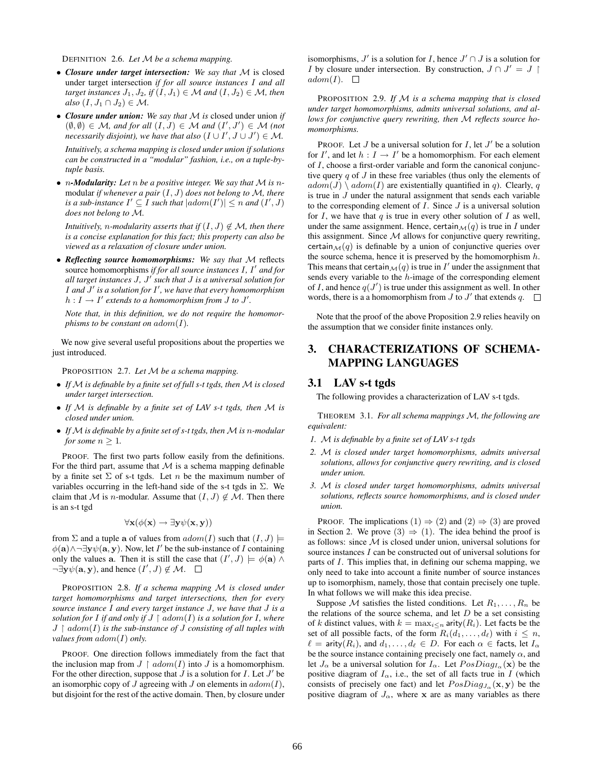DEFINITION 2.6. *Let $\mathcal{M}$ be a schema mapping.*

- ***Closure under target intersection:*** *We say that $\mathcal{M}$ is* closed under target intersection *if for all source instances $I$ and all target instances $J_1, J_2$, if $(I, J_1) \in \mathcal{M}$ and $(I, J_2) \in \mathcal{M}$, then also $(I, J_1 \cap J_2) \in \mathcal{M}$.*
- ***Closure under union:*** *We say that $\mathcal{M}$ is* closed under union *if $(\emptyset, \emptyset) \in \mathcal{M}$, and for all $(I, J) \in \mathcal{M}$ and $(I', J') \in \mathcal{M}$ (not necessarily disjoint), we have that also $(I \cup I', J \cup J') \in \mathcal{M}$.*

  *Intuitively, a schema mapping is closed under union if solutions can be constructed in a "modular" fashion, i.e., on a tuple-by-tuple basis.*
- ***$n$-Modularity:*** *Let $n$ be a positive integer. We say that $\mathcal{M}$ is $n$-*modular *if whenever a pair $(I, J)$ does not belong to $\mathcal{M}$, there is a sub-instance $I' \subseteq I$ such that $|adom(I')| \leq n$ and $(I', J)$ does not belong to $\mathcal{M}$.*

  *Intuitively, $n$-modularity asserts that if $(I, J) \notin \mathcal{M}$, then there is a concise explanation for this fact; this property can also be viewed as a relaxation of closure under union.*
- ***Reflecting source homomorphisms:*** *We say that $\mathcal{M}$* reflects source homomorphisms *if for all source instances $I$, $I'$ and for all target instances $J$, $J'$ such that $J$ is a universal solution for $I$ and $J'$ is a solution for $I'$, we have that every homomorphism $h : I \to I'$ extends to a homomorphism from $J$ to $J'$.*

  *Note that, in this definition, we do not require the homomorphisms to be constant on $adom(I)$.*

We now give several useful propositions about the properties we just introduced.

PROPOSITION 2.7. *Let $\mathcal{M}$ be a schema mapping.*

- *If $\mathcal{M}$ is definable by a finite set of full s-t tgds, then $\mathcal{M}$ is closed under target intersection.*
- *If $\mathcal{M}$ is definable by a finite set of LAV s-t tgds, then $\mathcal{M}$ is closed under union.*
- *If $\mathcal{M}$ is definable by a finite set of s-t tgds, then $\mathcal{M}$ is $n$-modular for some $n \geq 1$.*

PROOF. The first two parts follow easily from the definitions. For the third part, assume that $\mathcal{M}$ is a schema mapping definable by a finite set $\Sigma$ of s-t tgds. Let $n$ be the maximum number of variables occurring in the left-hand side of the s-t tgds in $\Sigma$. We claim that $\mathcal{M}$ is $n$-modular. Assume that $(I, J) \notin \mathcal{M}$. Then there is an s-t tgd

$$\forall \mathbf{x}(\phi(\mathbf{x}) \to \exists \mathbf{y} \psi(\mathbf{x}, \mathbf{y}))$$

from $\Sigma$ and a tuple $\mathbf{a}$ of values from $adom(I)$ such that $(I, J) \models \phi(\mathbf{a}) \wedge \neg \exists \mathbf{y} \psi(\mathbf{a}, \mathbf{y})$. Now, let $I'$ be the sub-instance of $I$ containing only the values $\mathbf{a}$. Then it is still the case that $(I', J) \models \phi(\mathbf{a}) \wedge \neg \exists \mathbf{y} \psi(\mathbf{a}, \mathbf{y})$, and hence $(I', J) \notin \mathcal{M}$. $\square$

PROPOSITION 2.8. *If a schema mapping $\mathcal{M}$ is closed under target homomorphisms and target intersections, then for every source instance $I$ and every target instance $J$, we have that $J$ is a solution for $I$ if and only if $J \upharpoonright adom(I)$ is a solution for $I$, where $J \upharpoonright adom(I)$ is the sub-instance of $J$ consisting of all tuples with values from $adom(I)$ only.*

PROOF. One direction follows immediately from the fact that the inclusion map from $J \upharpoonright adom(I)$ into $J$ is a homomorphism. For the other direction, suppose that $J$ is a solution for $I$. Let $J'$ be an isomorphic copy of $J$ agreeing with $J$ on elements in $adom(I)$, but disjoint for the rest of the active domain. Then, by closure under isomorphisms, $J'$ is a solution for $I$, hence $J' \cap J$ is a solution for $I$ by closure under intersection. By construction, $J \cap J' = J \upharpoonright adom(I)$. $\square$

PROPOSITION 2.9. *If $\mathcal{M}$ is a schema mapping that is closed under target homomorphisms, admits universal solutions, and allows for conjunctive query rewriting, then $\mathcal{M}$ reflects source homomorphisms.*

PROOF. Let $J$ be a universal solution for $I$, let $J'$ be a solution for $I'$, and let $h : I \to I'$ be a homomorphism. For each element of $I$, choose a first-order variable and form the canonical conjunctive query $q$ of $J$ in these free variables (thus only the elements of $adom(J) \setminus adom(I)$ are existentially quantified in $q$). Clearly, $q$ is true in $J$ under the natural assignment that sends each variable to the corresponding element of $I$. Since $J$ is a universal solution for $I$, we have that $q$ is true in every other solution of $I$ as well, under the same assignment. Hence, $\mathsf{certain}_{\mathcal{M}}(q)$ is true in $I$ under this assignment. Since $\mathcal{M}$ allows for conjunctive query rewriting, $\mathsf{certain}_{\mathcal{M}}(q)$ is definable by a union of conjunctive queries over the source schema, hence it is preserved by the homomorphism $h$. This means that $\mathsf{certain}_{\mathcal{M}}(q)$ is true in $I'$ under the assignment that sends every variable to the $h$-image of the corresponding element of $I$, and hence $q(J')$ is true under this assignment as well. In other words, there is a a homomorphism from $J$ to $J'$ that extends $q$. $\square$

Note that the proof of the above Proposition 2.9 relies heavily on the assumption that we consider finite instances only.

# 3. CHARACTERIZATIONS OF SCHEMA-MAPPING LANGUAGES

## 3.1 LAV s-t tgds

The following provides a characterization of LAV s-t tgds.

THEOREM 3.1. *For all schema mappings $\mathcal{M}$, the following are equivalent:*

1. *$\mathcal{M}$ is definable by a finite set of LAV s-t tgds*
2. *$\mathcal{M}$ is closed under target homomorphisms, admits universal solutions, allows for conjunctive query rewriting, and is closed under union.*
3. *$\mathcal{M}$ is closed under target homomorphisms, admits universal solutions, reflects source homomorphisms, and is closed under union.*

PROOF. The implications $(1) \Rightarrow (2)$ and $(2) \Rightarrow (3)$ are proved in Section 2. We prove $(3) \Rightarrow (1)$. The idea behind the proof is as follows: since $\mathcal{M}$ is closed under union, universal solutions for source instances $I$ can be constructed out of universal solutions for parts of $I$. This implies that, in defining our schema mapping, we only need to take into account a finite number of source instances up to isomorphism, namely, those that contain precisely one tuple. In what follows we will make this idea precise.

Suppose $\mathcal{M}$ satisfies the listed conditions. Let $R_1, \ldots, R_n$ be the relations of the source schema, and let $D$ be a set consisting of $k$ distinct values, with $k = \max_{i \leq n} \mathsf{arity}(R_i)$. Let $\mathsf{facts}$ be the set of all possible facts, of the form $R_i(d_1, \ldots, d_\ell)$ with $i \leq n$, $\ell = \mathsf{arity}(R_i)$, and $d_1, \ldots, d_\ell \in D$. For each $\alpha \in \mathsf{facts}$, let $I_\alpha$ be the source instance containing precisely one fact, namely $\alpha$, and let $J_\alpha$ be a universal solution for $I_\alpha$. Let $PosDiag_{I_\alpha}(\mathbf{x})$ be the positive diagram of $I_\alpha$, i.e., the set of all facts true in $I$ (which consists of precisely one fact) and let $PosDiag_{J_\alpha}(\mathbf{x}, \mathbf{y})$ be the positive diagram of $J_\alpha$, where $\mathbf{x}$ are as many variables as there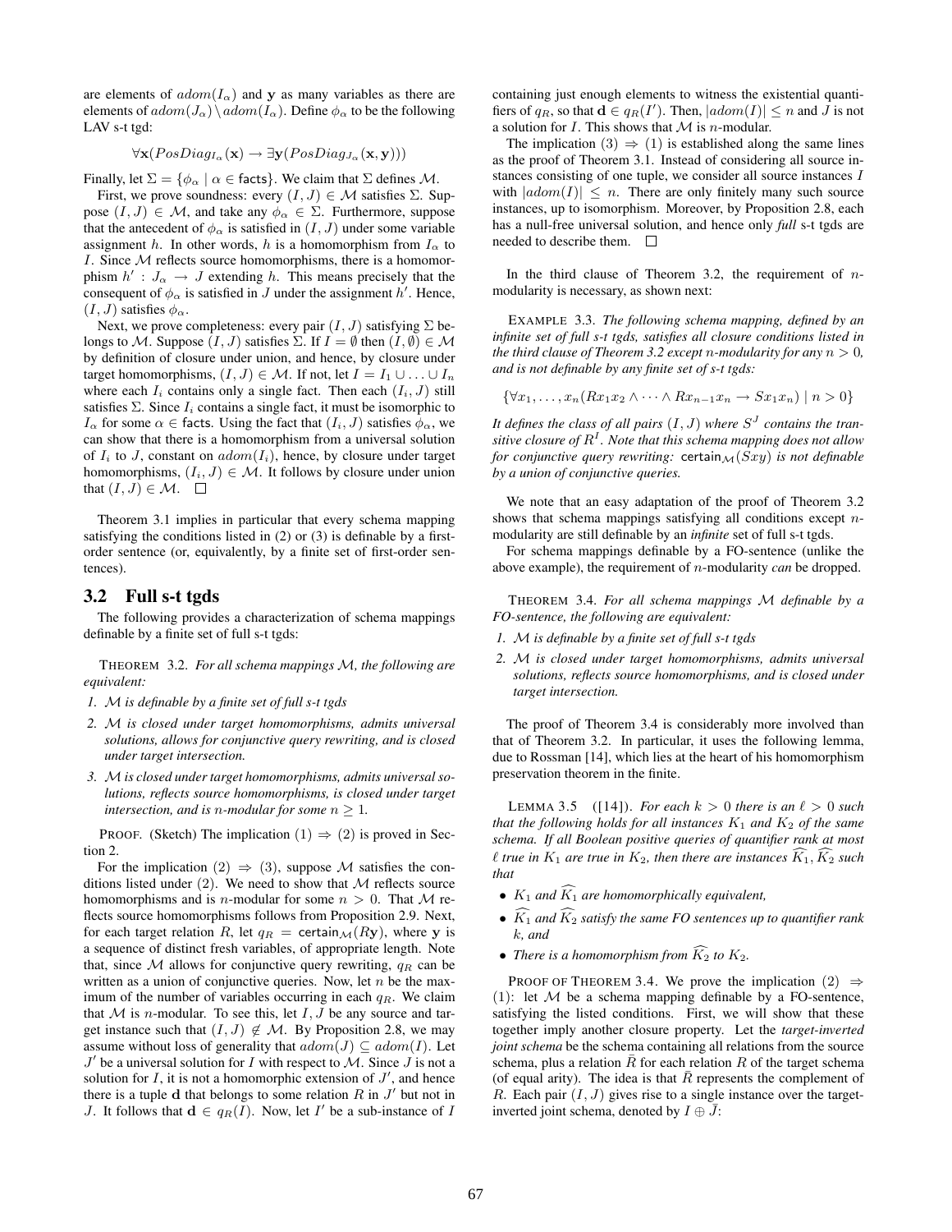are elements of $adom(I_\alpha)$ and $\mathbf{y}$ as many variables as there are elements of $adom(J_\alpha) \setminus adom(I_\alpha)$. Define $\phi_\alpha$ to be the following LAV s-t tgd:

$$\forall \mathbf{x}(PosDiag_{I_\alpha}(\mathbf{x}) \rightarrow \exists \mathbf{y}(PosDiag_{J_\alpha}(\mathbf{x}, \mathbf{y})))$$

Finally, let $\Sigma = \{\phi_\alpha \mid \alpha \in \mathsf{facts}\}$. We claim that $\Sigma$ defines $\mathcal{M}$.

First, we prove soundness: every $(I, J) \in \mathcal{M}$ satisfies $\Sigma$. Suppose $(I, J) \in \mathcal{M}$, and take any $\phi_\alpha \in \Sigma$. Furthermore, suppose that the antecedent of $\phi_\alpha$ is satisfied in $(I, J)$ under some variable assignment $h$. In other words, $h$ is a homomorphism from $I_\alpha$ to $I$. Since $\mathcal{M}$ reflects source homomorphisms, there is a homomorphism $h' : J_\alpha \rightarrow J$ extending $h$. This means precisely that the consequent of $\phi_\alpha$ is satisfied in $J$ under the assignment $h'$. Hence, $(I, J)$ satisfies $\phi_\alpha$.

Next, we prove completeness: every pair $(I, J)$ satisfying $\Sigma$ belongs to $\mathcal{M}$. Suppose $(I, J)$ satisfies $\Sigma$. If $I = \emptyset$ then $(I, \emptyset) \in \mathcal{M}$ by definition of closure under union, and hence, by closure under target homomorphisms, $(I, J) \in \mathcal{M}$. If not, let $I = I_1 \cup \ldots \cup I_n$ where each $I_i$ contains only a single fact. Then each $(I_i, J)$ still satisfies $\Sigma$. Since $I_i$ contains a single fact, it must be isomorphic to $I_\alpha$ for some $\alpha \in \mathsf{facts}$. Using the fact that $(I_i, J)$ satisfies $\phi_\alpha$, we can show that there is a homomorphism from a universal solution of $I_i$ to $J$, constant on $adom(I_i)$, hence, by closure under target homomorphisms, $(I_i, J) \in \mathcal{M}$. It follows by closure under union that $(I, J) \in \mathcal{M}$. $\square$

Theorem 3.1 implies in particular that every schema mapping satisfying the conditions listed in (2) or (3) is definable by a first-order sentence (or, equivalently, by a finite set of first-order sentences).

## 3.2 Full s-t tgds

The following provides a characterization of schema mappings definable by a finite set of full s-t tgds:

THEOREM 3.2. *For all schema mappings $\mathcal{M}$, the following are equivalent:*

1. *$\mathcal{M}$ is definable by a finite set of full s-t tgds*
2. *$\mathcal{M}$ is closed under target homomorphisms, admits universal solutions, allows for conjunctive query rewriting, and is closed under target intersection.*
3. *$\mathcal{M}$ is closed under target homomorphisms, admits universal solutions, reflects source homomorphisms, is closed under target intersection, and is $n$-modular for some $n \geq 1$.*

PROOF. (Sketch) The implication $(1) \Rightarrow (2)$ is proved in Section 2.

For the implication $(2) \Rightarrow (3)$, suppose $\mathcal{M}$ satisfies the conditions listed under (2). We need to show that $\mathcal{M}$ reflects source homomorphisms and is $n$-modular for some $n > 0$. That $\mathcal{M}$ reflects source homomorphisms follows from Proposition 2.9. Next, for each target relation $R$, let $q_R = \mathsf{certain}_{\mathcal{M}}(R\mathbf{y})$, where $\mathbf{y}$ is a sequence of distinct fresh variables, of appropriate length. Note that, since $\mathcal{M}$ allows for conjunctive query rewriting, $q_R$ can be written as a union of conjunctive queries. Now, let $n$ be the maximum of the number of variables occurring in each $q_R$. We claim that $\mathcal{M}$ is $n$-modular. To see this, let $I, J$ be any source and target instance such that $(I, J) \notin \mathcal{M}$. By Proposition 2.8, we may assume without loss of generality that $adom(J) \subseteq adom(I)$. Let $J'$ be a universal solution for $I$ with respect to $\mathcal{M}$. Since $J$ is not a solution for $I$, it is not a homomorphic extension of $J'$, and hence there is a tuple $\mathbf{d}$ that belongs to some relation $R$ in $J'$ but not in $J$. It follows that $\mathbf{d} \in q_R(I)$. Now, let $I'$ be a sub-instance of $I$ containing just enough elements to witness the existential quantifiers of $q_R$, so that $\mathbf{d} \in q_R(I')$. Then, $|adom(I)| \leq n$ and $J$ is not a solution for $I$. This shows that $\mathcal{M}$ is $n$-modular.

The implication $(3) \Rightarrow (1)$ is established along the same lines as the proof of Theorem 3.1. Instead of considering all source instances consisting of one tuple, we consider all source instances $I$ with $|adom(I)| \leq n$. There are only finitely many such source instances, up to isomorphism. Moreover, by Proposition 2.8, each has a null-free universal solution, and hence only *full* s-t tgds are needed to describe them. $\square$

In the third clause of Theorem 3.2, the requirement of $n$-modularity is necessary, as shown next:

EXAMPLE 3.3. *The following schema mapping, defined by an infinite set of full s-t tgds, satisfies all closure conditions listed in the third clause of Theorem 3.2 except $n$-modularity for any $n > 0$, and is not definable by any finite set of s-t tgds:*

$$\{\forall x_1, \ldots, x_n(Rx_1x_2 \wedge \cdots \wedge Rx_{n-1}x_n \rightarrow Sx_1x_n) \mid n > 0\}$$

*It defines the class of all pairs $(I, J)$ where $S^J$ contains the transitive closure of $R^I$. Note that this schema mapping does not allow for conjunctive query rewriting: $\mathsf{certain}_{\mathcal{M}}(Sxy)$ is not definable by a union of conjunctive queries.*

We note that an easy adaptation of the proof of Theorem 3.2 shows that schema mappings satisfying all conditions except $n$-modularity are still definable by an *infinite* set of full s-t tgds.

For schema mappings definable by a FO-sentence (unlike the above example), the requirement of $n$-modularity *can* be dropped.

THEOREM 3.4. *For all schema mappings $\mathcal{M}$ definable by a FO-sentence, the following are equivalent:*

1. *$\mathcal{M}$ is definable by a finite set of full s-t tgds*
2. *$\mathcal{M}$ is closed under target homomorphisms, admits universal solutions, reflects source homomorphisms, and is closed under target intersection.*

The proof of Theorem 3.4 is considerably more involved than that of Theorem 3.2. In particular, it uses the following lemma, due to Rossman [14], which lies at the heart of his homomorphism preservation theorem in the finite.

LEMMA 3.5 ([14]). *For each $k > 0$ there is an $\ell > 0$ such that the following holds for all instances $K_1$ and $K_2$ of the same schema. If all Boolean positive queries of quantifier rank at most $\ell$ true in $K_1$ are true in $K_2$, then there are instances $\widehat{K_1}, \widehat{K_2}$ such that*

- *$K_1$ and $\widehat{K_1}$ are homomorphically equivalent,*
- *$\widehat{K_1}$ and $\widehat{K_2}$ satisfy the same FO sentences up to quantifier rank $k$, and*
- *There is a homomorphism from $\widehat{K_2}$ to $K_2$.*

PROOF OF THEOREM 3.4. We prove the implication $(2) \Rightarrow (1)$: let $\mathcal{M}$ be a schema mapping definable by a FO-sentence, satisfying the listed conditions. First, we will show that these together imply another closure property. Let the *target-inverted joint schema* be the schema containing all relations from the source schema, plus a relation $\bar{R}$ for each relation $R$ of the target schema (of equal arity). The idea is that $\bar{R}$ represents the complement of $R$. Each pair $(I, J)$ gives rise to a single instance over the target-inverted joint schema, denoted by $I \oplus \bar{J}$: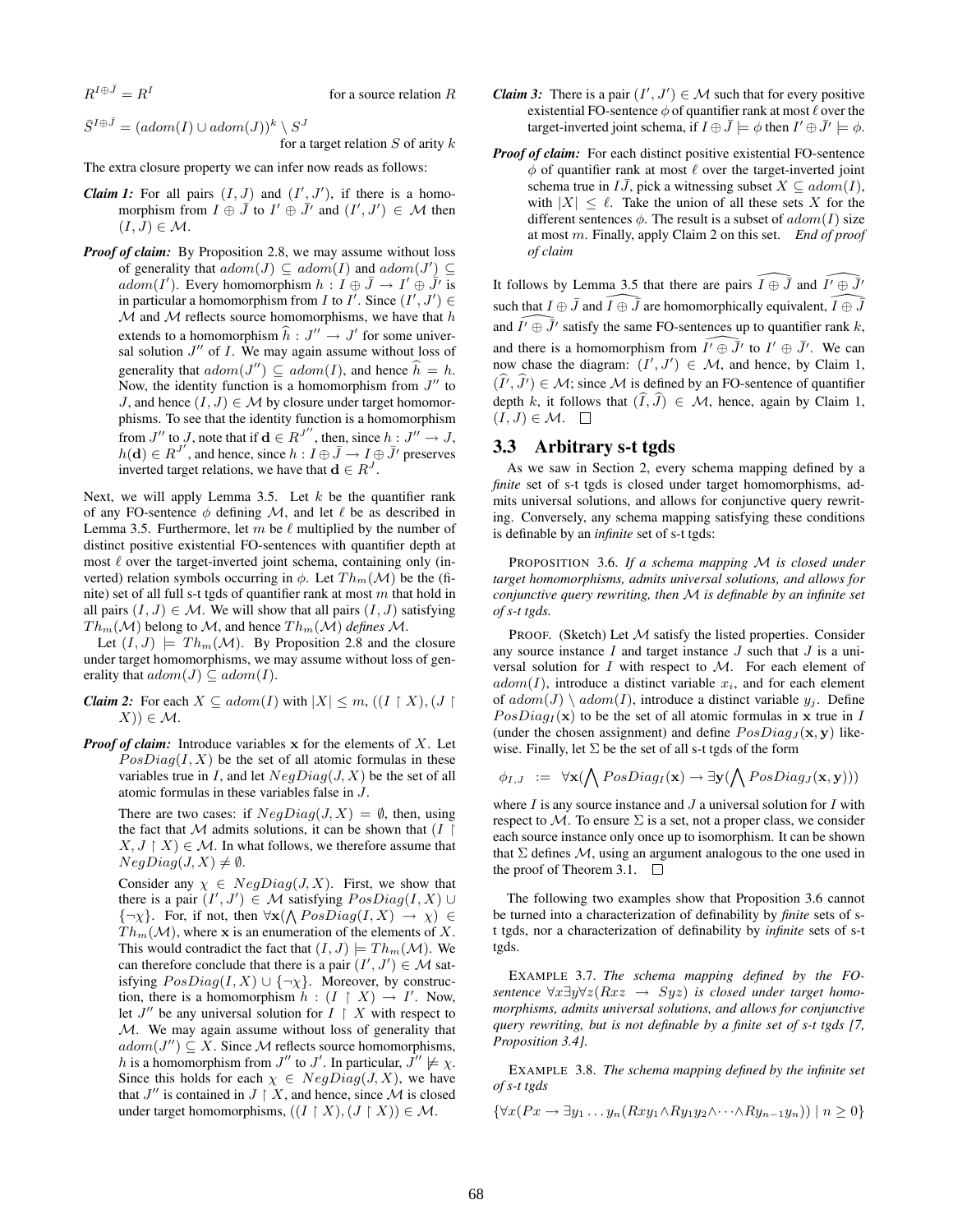$R^{I \oplus \bar{J}} = R^I$ for a source relation $R$

$\bar{S}^{I \oplus \bar{J}} = (adom(I) \cup adom(J))^k \setminus S^J$ for a target relation $S$ of arity $k$

The extra closure property we can infer now reads as follows:

***Claim 1:*** For all pairs $(I, J)$ and $(I', J')$, if there is a homomorphism from $I \oplus \bar{J}$ to $I' \oplus \bar{J}'$ and $(I', J') \in \mathcal{M}$ then $(I, J) \in \mathcal{M}$.

***Proof of claim:*** By Proposition 2.8, we may assume without loss of generality that $adom(J) \subseteq adom(I)$ and $adom(J') \subseteq adom(I')$. Every homomorphism $h : I \oplus \bar{J} \to I' \oplus \bar{J}'$ is in particular a homomorphism from $I$ to $I'$. Since $(I', J') \in \mathcal{M}$ and $\mathcal{M}$ reflects source homomorphisms, we have that $h$ extends to a homomorphism $\widehat{h} : J'' \to J'$ for some universal solution $J''$ of $I$. We may again assume without loss of generality that $adom(J'') \subseteq adom(I)$, and hence $\widehat{h} = h$. Now, the identity function is a homomorphism from $J''$ to $J$, and hence $(I, J) \in \mathcal{M}$ by closure under target homomorphisms. To see that the identity function is a homomorphism from $J''$ to $J$, note that if $\mathbf{d} \in R^{J''}$, then, since $h : J'' \to J$, $h(\mathbf{d}) \in R^{J'}$, and hence, since $h : I \oplus \bar{J} \to I \oplus \bar{J}'$ preserves inverted target relations, we have that $\mathbf{d} \in R^J$.

Next, we will apply Lemma 3.5. Let $k$ be the quantifier rank of any FO-sentence $\phi$ defining $\mathcal{M}$, and let $\ell$ be as described in Lemma 3.5. Furthermore, let $m$ be $\ell$ multiplied by the number of distinct positive existential FO-sentences with quantifier depth at most $\ell$ over the target-inverted joint schema, containing only (inverted) relation symbols occurring in $\phi$. Let $Th_m(\mathcal{M})$ be the (finite) set of all full s-t tgds of quantifier rank at most $m$ that hold in all pairs $(I, J) \in \mathcal{M}$. We will show that all pairs $(I, J)$ satisfying $Th_m(\mathcal{M})$ belong to $\mathcal{M}$, and hence $Th_m(\mathcal{M})$ *defines* $\mathcal{M}$.

Let $(I, J) \models Th_m(\mathcal{M})$. By Proposition 2.8 and the closure under target homomorphisms, we may assume without loss of generality that $adom(J) \subseteq adom(I)$.

***Claim 2:*** For each $X \subseteq adom(I)$ with $|X| \leq m$, $((I \upharpoonright X), (J \upharpoonright X)) \in \mathcal{M}$.

***Proof of claim:*** Introduce variables $\mathbf{x}$ for the elements of $X$. Let $PosDiag(I, X)$ be the set of all atomic formulas in these variables true in $I$, and let $NegDiag(J, X)$ be the set of all atomic formulas in these variables false in $J$.

There are two cases: if $NegDiag(J, X) = \emptyset$, then, using the fact that $\mathcal{M}$ admits solutions, it can be shown that $(I \upharpoonright X, J \upharpoonright X) \in \mathcal{M}$. In what follows, we therefore assume that $NegDiag(J, X) \neq \emptyset$.

Consider any $\chi \in NegDiag(J, X)$. First, we show that there is a pair $(I', J') \in \mathcal{M}$ satisfying $PosDiag(I, X) \cup \{\neg\chi\}$. For, if not, then $\forall \mathbf{x}(\bigwedge PosDiag(I, X) \to \chi) \in Th_m(\mathcal{M})$, where $\mathbf{x}$ is an enumeration of the elements of $X$. This would contradict the fact that $(I, J) \models Th_m(\mathcal{M})$. We can therefore conclude that there is a pair $(I', J') \in \mathcal{M}$ satisfying $PosDiag(I, X) \cup \{\neg\chi\}$. Moreover, by construction, there is a homomorphism $h : (I \upharpoonright X) \to I'$. Now, let $J''$ be any universal solution for $I \upharpoonright X$ with respect to $\mathcal{M}$. We may again assume without loss of generality that $adom(J'') \subseteq X$. Since $\mathcal{M}$ reflects source homomorphisms, $h$ is a homomorphism from $J''$ to $J'$. In particular, $J'' \not\models \chi$. Since this holds for each $\chi \in NegDiag(J, X)$, we have that $J''$ is contained in $J \upharpoonright X$, and hence, since $\mathcal{M}$ is closed under target homomorphisms, $((I \upharpoonright X), (J \upharpoonright X)) \in \mathcal{M}$.

***Claim 3:*** There is a pair $(I', J') \in \mathcal{M}$ such that for every positive existential FO-sentence $\phi$ of quantifier rank at most $\ell$ over the target-inverted joint schema, if $I \oplus \bar{J} \models \phi$ then $I' \oplus \bar{J}' \models \phi$.

***Proof of claim:*** For each distinct positive existential FO-sentence $\phi$ of quantifier rank at most $\ell$ over the target-inverted joint schema true in $I\bar{J}$, pick a witnessing subset $X \subseteq adom(I)$, with $|X| \leq \ell$. Take the union of all these sets $X$ for the different sentences $\phi$. The result is a subset of $adom(I)$ size at most $m$. Finally, apply Claim 2 on this set. *End of proof of claim*

It follows by Lemma 3.5 that there are pairs $\widehat{I \oplus \bar{J}}$ and $\widehat{I' \oplus \bar{J}'}$ such that $I \oplus \bar{J}$ and $\widehat{I \oplus \bar{J}}$ are homomorphically equivalent, $\widehat{I \oplus \bar{J}}$ and $\widehat{I' \oplus \bar{J}'}$ satisfy the same FO-sentences up to quantifier rank $k$, and there is a homomorphism from $\widehat{I' \oplus \bar{J}'}$ to $I' \oplus \bar{J}'$. We can now chase the diagram: $(I', J') \in \mathcal{M}$, and hence, by Claim 1, $(\widehat{I}', \widehat{J}') \in \mathcal{M}$; since $\mathcal{M}$ is defined by an FO-sentence of quantifier depth $k$, it follows that $(\widehat{I}, \widehat{J}) \in \mathcal{M}$, hence, again by Claim 1, $(I, J) \in \mathcal{M}$. $\square$

## 3.3 Arbitrary s-t tgds

As we saw in Section 2, every schema mapping defined by a *finite* set of s-t tgds is closed under target homomorphisms, admits universal solutions, and allows for conjunctive query rewriting. Conversely, any schema mapping satisfying these conditions is definable by an *infinite* set of s-t tgds:

PROPOSITION 3.6. *If a schema mapping $\mathcal{M}$ is closed under target homomorphisms, admits universal solutions, and allows for conjunctive query rewriting, then $\mathcal{M}$ is definable by an infinite set of s-t tgds.*

PROOF. (Sketch) Let $\mathcal{M}$ satisfy the listed properties. Consider any source instance $I$ and target instance $J$ such that $J$ is a universal solution for $I$ with respect to $\mathcal{M}$. For each element of $adom(I)$, introduce a distinct variable $x_i$, and for each element of $adom(J) \setminus adom(I)$, introduce a distinct variable $y_j$. Define $PosDiag_I(\mathbf{x})$ to be the set of all atomic formulas in $\mathbf{x}$ true in $I$ (under the chosen assignment) and define $PosDiag_J(\mathbf{x}, \mathbf{y})$ likewise. Finally, let $\Sigma$ be the set of all s-t tgds of the form

$$\phi_{I,J} \;:=\; \forall \mathbf{x}(\bigwedge PosDiag_I(\mathbf{x}) \to \exists \mathbf{y}(\bigwedge PosDiag_J(\mathbf{x}, \mathbf{y})))$$

where $I$ is any source instance and $J$ a universal solution for $I$ with respect to $\mathcal{M}$. To ensure $\Sigma$ is a set, not a proper class, we consider each source instance only once up to isomorphism. It can be shown that $\Sigma$ defines $\mathcal{M}$, using an argument analogous to the one used in the proof of Theorem 3.1. $\square$

The following two examples show that Proposition 3.6 cannot be turned into a characterization of definability by *finite* sets of s-t tgds, nor a characterization of definability by *infinite* sets of s-t tgds.

EXAMPLE 3.7. *The schema mapping defined by the FO-sentence $\forall x \exists y \forall z(Rxz \to Syz)$ is closed under target homomorphisms, admits universal solutions, and allows for conjunctive query rewriting, but is not definable by a finite set of s-t tgds [7, Proposition 3.4].*

EXAMPLE 3.8. *The schema mapping defined by the infinite set of s-t tgds*

$$\{\forall x(Px \to \exists y_1 \ldots y_n(Rxy_1 \wedge Ry_1y_2 \wedge \cdots \wedge Ry_{n-1}y_n)) \mid n \geq 0\}$$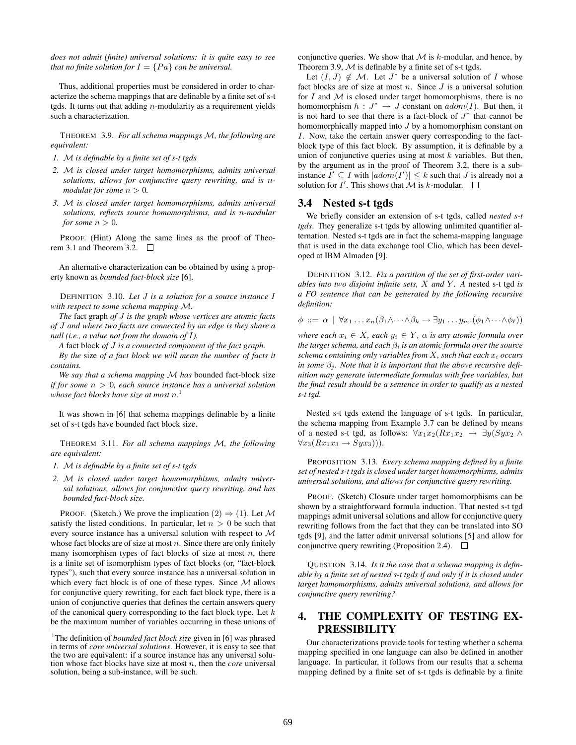*does not admit (finite) universal solutions: it is quite easy to see that no finite solution for $I = \{Pa\}$ can be universal.*

Thus, additional properties must be considered in order to characterize the schema mappings that are definable by a finite set of s-t tgds. It turns out that adding $n$-modularity as a requirement yields such a characterization.

THEOREM 3.9. *For all schema mappings $\mathcal{M}$, the following are equivalent:*

1. *$\mathcal{M}$ is definable by a finite set of s-t tgds*
2. *$\mathcal{M}$ is closed under target homomorphisms, admits universal solutions, allows for conjunctive query rewriting, and is $n$-modular for some $n > 0$.*
3. *$\mathcal{M}$ is closed under target homomorphisms, admits universal solutions, reflects source homomorphisms, and is $n$-modular for some $n > 0$.*

PROOF. (Hint) Along the same lines as the proof of Theorem 3.1 and Theorem 3.2. □

An alternative characterization can be obtained by using a property known as *bounded fact-block size* [6].

DEFINITION 3.10. *Let $J$ is a solution for a source instance $I$ with respect to some schema mapping $\mathcal{M}$.*

*The* fact graph *of $J$ is the graph whose vertices are atomic facts of $J$ and where two facts are connected by an edge is they share a null (i.e., a value not from the domain of $I$).*

*A* fact block *of $J$ is a connected component of the fact graph.*

*By the* size *of a fact block we will mean the number of facts it contains.*

*We say that a schema mapping $\mathcal{M}$ has* bounded fact-block size *if for some $n > 0$, each source instance has a universal solution whose fact blocks have size at most $n$.*[1]

It was shown in [6] that schema mappings definable by a finite set of s-t tgds have bounded fact block size.

THEOREM 3.11. *For all schema mappings $\mathcal{M}$, the following are equivalent:*

1. *$\mathcal{M}$ is definable by a finite set of s-t tgds*
2. *$\mathcal{M}$ is closed under target homomorphisms, admits universal solutions, allows for conjunctive query rewriting, and has bounded fact-block size.*

PROOF. (Sketch.) We prove the implication (2) ⇒ (1). Let $\mathcal{M}$ satisfy the listed conditions. In particular, let $n > 0$ be such that every source instance has a universal solution with respect to $\mathcal{M}$ whose fact blocks are of size at most $n$. Since there are only finitely many isomorphism types of fact blocks of size at most $n$, there is a finite set of isomorphism types of fact blocks (or, "fact-block types"), such that every source instance has a universal solution in which every fact block is of one of these types. Since $\mathcal{M}$ allows for conjunctive query rewriting, for each fact block type, there is a union of conjunctive queries that defines the certain answers query of the canonical query corresponding to the fact block type. Let $k$ be the maximum number of variables occurring in these unions of conjunctive queries. We show that $\mathcal{M}$ is $k$-modular, and hence, by Theorem 3.9, $\mathcal{M}$ is definable by a finite set of s-t tgds.

Let $(I, J) \notin \mathcal{M}$. Let $J^*$ be a universal solution of $I$ whose fact blocks are of size at most $n$. Since $J$ is a universal solution for $I$ and $\mathcal{M}$ is closed under target homomorphisms, there is no homomorphism $h : J^* \to J$ constant on $adom(I)$. But then, it is not hard to see that there is a fact-block of $J^*$ that cannot be homomorphically mapped into $J$ by a homomorphism constant on $I$. Now, take the certain answer query corresponding to the fact-block type of this fact block. By assumption, it is definable by a union of conjunctive queries using at most $k$ variables. But then, by the argument as in the proof of Theorem 3.2, there is a sub-instance $I' \subseteq I$ with $|adom(I')| \leq k$ such that $J$ is already not a solution for $I'$. This shows that $\mathcal{M}$ is $k$-modular. □

[1] The definition of *bounded fact block size* given in [6] was phrased in terms of *core universal solutions*. However, it is easy to see that the two are equivalent: if a source instance has any universal solution whose fact blocks have size at most $n$, then the *core* universal solution, being a sub-instance, will be such.

## 3.4 Nested s-t tgds

We briefly consider an extension of s-t tgds, called *nested s-t tgds*. They generalize s-t tgds by allowing unlimited quantifier alternation. Nested s-t tgds are in fact the schema-mapping language that is used in the data exchange tool Clio, which has been developed at IBM Almaden [9].

DEFINITION 3.12. *Fix a partition of the set of first-order variables into two disjoint infinite sets, $X$ and $Y$. A* nested s-t tgd *is a FO sentence that can be generated by the following recursive definition:*

$$\phi ::= \alpha \mid \forall x_1 \ldots x_n(\beta_1 \wedge \cdots \wedge \beta_k \to \exists y_1 \ldots y_m.(\phi_1 \wedge \cdots \wedge \phi_\ell))$$

*where each $x_i \in X$, each $y_i \in Y$, $\alpha$ is any atomic formula over the target schema, and each $\beta_i$ is an atomic formula over the source schema containing only variables from $X$, such that each $x_i$ occurs in some $\beta_j$. Note that it is important that the above recursive definition may generate intermediate formulas with free variables, but the final result should be a sentence in order to qualify as a nested s-t tgd.*

Nested s-t tgds extend the language of s-t tgds. In particular, the schema mapping from Example 3.7 can be defined by means of a nested s-t tgd, as follows: $\forall x_1 x_2 (Rx_1x_2 \to \exists y(Syx_2 \wedge \forall x_3(Rx_1x_3 \to Syx_3)))$.

PROPOSITION 3.13. *Every schema mapping defined by a finite set of nested s-t tgds is closed under target homomorphisms, admits universal solutions, and allows for conjunctive query rewriting.*

PROOF. (Sketch) Closure under target homomorphisms can be shown by a straightforward formula induction. That nested s-t tgd mappings admit universal solutions and allow for conjunctive query rewriting follows from the fact that they can be translated into SO tgds [9], and the latter admit universal solutions [5] and allow for conjunctive query rewriting (Proposition 2.4). □

QUESTION 3.14. *Is it the case that a schema mapping is definable by a finite set of nested s-t tgds if and only if it is closed under target homomorphisms, admits universal solutions, and allows for conjunctive query rewriting?*

# 4. THE COMPLEXITY OF TESTING EXPRESSIBILITY

Our characterizations provide tools for testing whether a schema mapping specified in one language can also be defined in another language. In particular, it follows from our results that a schema mapping defined by a finite set of s-t tgds is definable by a finite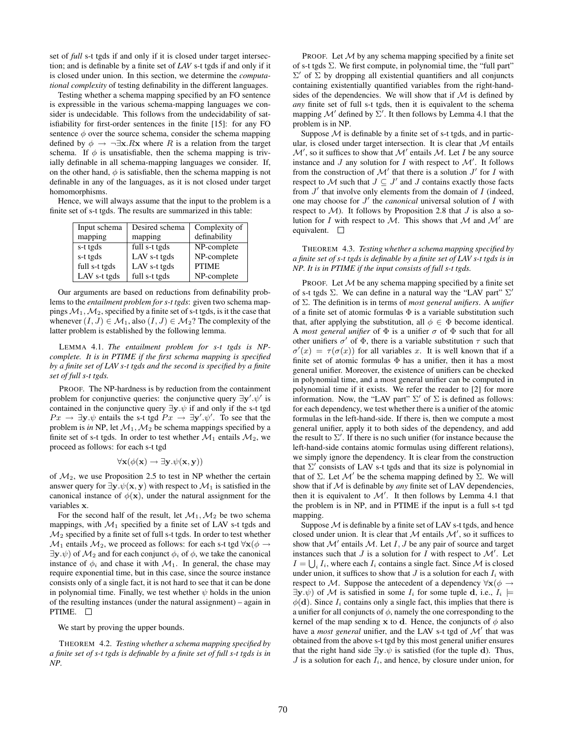set of *full* s-t tgds if and only if it is closed under target intersection; and is definable by a finite set of *LAV* s-t tgds if and only if it is closed under union. In this section, we determine the *computational complexity* of testing definability in the different languages.

Testing whether a schema mapping specified by an FO sentence is expressible in the various schema-mapping languages we consider is undecidable. This follows from the undecidability of satisfiability for first-order sentences in the finite [15]: for any FO sentence $\phi$ over the source schema, consider the schema mapping defined by $\phi \rightarrow \neg\exists \mathbf{x}.R\mathbf{x}$ where $R$ is a relation from the target schema. If $\phi$ is unsatisfiable, then the schema mapping is trivially definable in all schema-mapping languages we consider. If, on the other hand, $\phi$ is satisfiable, then the schema mapping is not definable in any of the languages, as it is not closed under target homomorphisms.

Hence, we will always assume that the input to the problem is a finite set of s-t tgds. The results are summarized in this table:

| Input schema mapping | Desired schema mapping | Complexity of definability |
|---|---|---|
| s-t tgds | full s-t tgds | NP-complete |
| s-t tgds | LAV s-t tgds | NP-complete |
| full s-t tgds | LAV s-t tgds | PTIME |
| LAV s-t tgds | full s-t tgds | NP-complete |

Our arguments are based on reductions from definability problems to the *entailment problem for s-t tgds*: given two schema mappings $\mathcal{M}_1, \mathcal{M}_2$, specified by a finite set of s-t tgds, is it the case that whenever $(I, J) \in \mathcal{M}_1$, also $(I, J) \in \mathcal{M}_2$? The complexity of the latter problem is established by the following lemma.

LEMMA 4.1. *The entailment problem for s-t tgds is NP-complete. It is in PTIME if the first schema mapping is specified by a finite set of LAV s-t tgds and the second is specified by a finite set of full s-t tgds.*

PROOF. The NP-hardness is by reduction from the containment problem for conjunctive queries: the conjunctive query $\exists \mathbf{y}'.\psi'$ is contained in the conjunctive query $\exists \mathbf{y}.\psi$ if and only if the s-t tgd $P\mathbf{x} \rightarrow \exists \mathbf{y}.\psi$ entails the s-t tgd $P\mathbf{x} \rightarrow \exists \mathbf{y}'.\psi'$. To see that the problem is *in* NP, let $\mathcal{M}_1, \mathcal{M}_2$ be schema mappings specified by a finite set of s-t tgds. In order to test whether $\mathcal{M}_1$ entails $\mathcal{M}_2$, we proceed as follows: for each s-t tgd

$$\forall \mathbf{x}(\phi(\mathbf{x}) \rightarrow \exists \mathbf{y}.\psi(\mathbf{x}, \mathbf{y}))$$

of $\mathcal{M}_2$, we use Proposition 2.5 to test in NP whether the certain answer query for $\exists \mathbf{y}.\psi(\mathbf{x}, \mathbf{y})$ with respect to $\mathcal{M}_1$ is satisfied in the canonical instance of $\phi(\mathbf{x})$, under the natural assignment for the variables $\mathbf{x}$.

For the second half of the result, let $\mathcal{M}_1, \mathcal{M}_2$ be two schema mappings, with $\mathcal{M}_1$ specified by a finite set of LAV s-t tgds and $\mathcal{M}_2$ specified by a finite set of full s-t tgds. In order to test whether $\mathcal{M}_1$ entails $\mathcal{M}_2$, we proceed as follows: for each s-t tgd $\forall \mathbf{x}(\phi \rightarrow \exists \mathbf{y}.\psi)$ of $\mathcal{M}_2$ and for each conjunct $\phi_i$ of $\phi$, we take the canonical instance of $\phi_i$ and chase it with $\mathcal{M}_1$. In general, the chase may require exponential time, but in this case, since the source instance consists only of a single fact, it is not hard to see that it can be done in polynomial time. Finally, we test whether $\psi$ holds in the union of the resulting instances (under the natural assignment) – again in PTIME. □

We start by proving the upper bounds.

THEOREM 4.2. *Testing whether a schema mapping specified by a finite set of s-t tgds is definable by a finite set of full s-t tgds is in NP.*

PROOF. Let $\mathcal{M}$ by any schema mapping specified by a finite set of s-t tgds $\Sigma$. We first compute, in polynomial time, the "full part" $\Sigma'$ of $\Sigma$ by dropping all existential quantifiers and all conjuncts containing existentially quantified variables from the right-hand-sides of the dependencies. We will show that if $\mathcal{M}$ is defined by *any* finite set of full s-t tgds, then it is equivalent to the schema mapping $\mathcal{M}'$ defined by $\Sigma'$. It then follows by Lemma 4.1 that the problem is in NP.

Suppose $\mathcal{M}$ is definable by a finite set of s-t tgds, and in particular, is closed under target intersection. It is clear that $\mathcal{M}$ entails $\mathcal{M}'$, so it suffices to show that $\mathcal{M}'$ entails $\mathcal{M}$. Let $I$ be any source instance and $J$ any solution for $I$ with respect to $\mathcal{M}'$. It follows from the construction of $\mathcal{M}'$ that there is a solution $J'$ for $I$ with respect to $\mathcal{M}$ such that $J \subseteq J'$ and $J$ contains exactly those facts from $J'$ that involve only elements from the domain of $I$ (indeed, one may choose for $J'$ the *canonical* universal solution of $I$ with respect to $\mathcal{M}$). It follows by Proposition 2.8 that $J$ is also a solution for $I$ with respect to $\mathcal{M}$. This shows that $\mathcal{M}$ and $\mathcal{M}'$ are equivalent. □

THEOREM 4.3. *Testing whether a schema mapping specified by a finite set of s-t tgds is definable by a finite set of LAV s-t tgds is in NP. It is in PTIME if the input consists of full s-t tgds.*

PROOF. Let $\mathcal{M}$ be any schema mapping specified by a finite set of s-t tgds $\Sigma$. We can define in a natural way the "LAV part" $\Sigma'$ of $\Sigma$. The definition is in terms of *most general unifiers*. A *unifier* of a finite set of atomic formulas $\Phi$ is a variable substitution such that, after applying the substitution, all $\phi \in \Phi$ become identical. A *most general unifier* of $\Phi$ is a unifier $\sigma$ of $\Phi$ such that for all other unifiers $\sigma'$ of $\Phi$, there is a variable substitution $\tau$ such that $\sigma'(x) = \tau(\sigma(x))$ for all variables $x$. It is well known that if a finite set of atomic formulas $\Phi$ has a unifier, then it has a most general unifier. Moreover, the existence of unifiers can be checked in polynomial time, and a most general unifier can be computed in polynomial time if it exists. We refer the reader to [2] for more information. Now, the "LAV part" $\Sigma'$ of $\Sigma$ is defined as follows: for each dependency, we test whether there is a unifier of the atomic formulas in the left-hand-side. If there is, then we compute a most general unifier, apply it to both sides of the dependency, and add the result to $\Sigma'$. If there is no such unifier (for instance because the left-hand-side contains atomic formulas using different relations), we simply ignore the dependency. It is clear from the construction that $\Sigma'$ consists of LAV s-t tgds and that its size is polynomial in that of $\Sigma$. Let $\mathcal{M}'$ be the schema mapping defined by $\Sigma$. We will show that if $\mathcal{M}$ is definable by *any* finite set of LAV dependencies, then it is equivalent to $\mathcal{M}'$. It then follows by Lemma 4.1 that the problem is in NP, and in PTIME if the input is a full s-t tgd mapping.

Suppose $\mathcal{M}$ is definable by a finite set of LAV s-t tgds, and hence closed under union. It is clear that $\mathcal{M}$ entails $\mathcal{M}'$, so it suffices to show that $\mathcal{M}'$ entails $\mathcal{M}$. Let $I, J$ be any pair of source and target instances such that $J$ is a solution for $I$ with respect to $\mathcal{M}'$. Let $I = \bigcup_i I_i$, where each $I_i$ contains a single fact. Since $\mathcal{M}$ is closed under union, it suffices to show that $J$ is a solution for each $I_i$ with respect to $\mathcal{M}$. Suppose the antecedent of a dependency $\forall \mathbf{x}(\phi \rightarrow \exists \mathbf{y}.\psi)$ of $\mathcal{M}$ is satisfied in some $I_i$ for some tuple $\mathbf{d}$, i.e., $I_i \models \phi(\mathbf{d})$. Since $I_i$ contains only a single fact, this implies that there is a unifier for all conjuncts of $\phi$, namely the one corresponding to the kernel of the map sending $\mathbf{x}$ to $\mathbf{d}$. Hence, the conjuncts of $\phi$ also have a *most general* unifier, and the LAV s-t tgd of $\mathcal{M}'$ that was obtained from the above s-t tgd by this most general unifier ensures that the right hand side $\exists \mathbf{y}.\psi$ is satisfied (for the tuple $\mathbf{d}$). Thus, $J$ is a solution for each $I_i$, and hence, by closure under union, for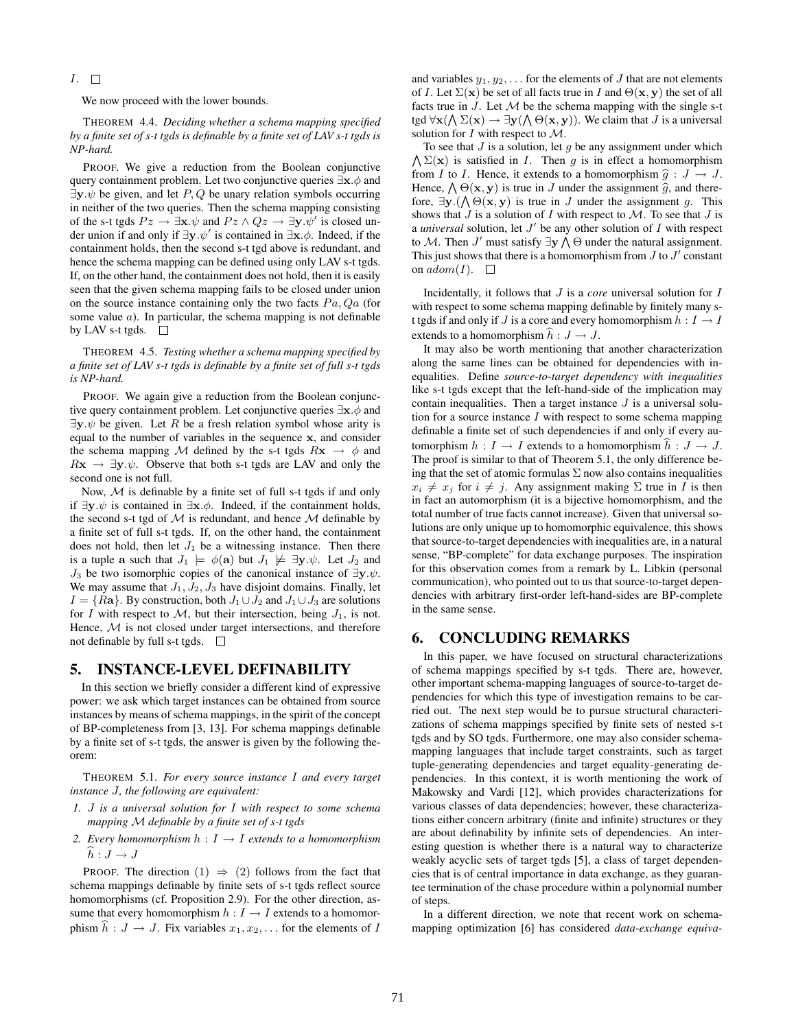$I$. □

We now proceed with the lower bounds.

THEOREM 4.4. *Deciding whether a schema mapping specified by a finite set of s-t tgds is definable by a finite set of LAV s-t tgds is NP-hard.*

PROOF. We give a reduction from the Boolean conjunctive query containment problem. Let two conjunctive queries $\exists \mathbf{x}.\phi$ and $\exists \mathbf{y}.\psi$ be given, and let $P, Q$ be unary relation symbols occurring in neither of the two queries. Then the schema mapping consisting of the s-t tgds $Pz \rightarrow \exists \mathbf{x}.\psi$ and $Pz \wedge Qz \rightarrow \exists \mathbf{y}.\psi'$ is closed under union if and only if $\exists \mathbf{y}.\psi'$ is contained in $\exists \mathbf{x}.\phi$. Indeed, if the containment holds, then the second s-t tgd above is redundant, and hence the schema mapping can be defined using only LAV s-t tgds. If, on the other hand, the containment does not hold, then it is easily seen that the given schema mapping fails to be closed under union on the source instance containing only the two facts $Pa, Qa$ (for some value $a$). In particular, the schema mapping is not definable by LAV s-t tgds. □

THEOREM 4.5. *Testing whether a schema mapping specified by a finite set of LAV s-t tgds is definable by a finite set of full s-t tgds is NP-hard.*

PROOF. We again give a reduction from the Boolean conjunctive query containment problem. Let conjunctive queries $\exists \mathbf{x}.\phi$ and $\exists \mathbf{y}.\psi$ be given. Let $R$ be a fresh relation symbol whose arity is equal to the number of variables in the sequence $\mathbf{x}$, and consider the schema mapping $\mathcal{M}$ defined by the s-t tgds $R\mathbf{x} \rightarrow \phi$ and $R\mathbf{x} \rightarrow \exists \mathbf{y}.\psi$. Observe that both s-t tgds are LAV and only the second one is not full.

Now, $\mathcal{M}$ is definable by a finite set of full s-t tgds if and only if $\exists \mathbf{y}.\psi$ is contained in $\exists \mathbf{x}.\phi$. Indeed, if the containment holds, the second s-t tgd of $\mathcal{M}$ is redundant, and hence $\mathcal{M}$ definable by a finite set of full s-t tgds. If, on the other hand, the containment does not hold, then let $J_1$ be a witnessing instance. Then there is a tuple $\mathbf{a}$ such that $J_1 \models \phi(\mathbf{a})$ but $J_1 \not\models \exists \mathbf{y}.\psi$. Let $J_2$ and $J_3$ be two isomorphic copies of the canonical instance of $\exists \mathbf{y}.\psi$. We may assume that $J_1, J_2, J_3$ have disjoint domains. Finally, let $I = \{R\mathbf{a}\}$. By construction, both $J_1 \cup J_2$ and $J_1 \cup J_3$ are solutions for $I$ with respect to $\mathcal{M}$, but their intersection, being $J_1$, is not. Hence, $\mathcal{M}$ is not closed under target intersections, and therefore not definable by full s-t tgds. □

## 5. INSTANCE-LEVEL DEFINABILITY

In this section we briefly consider a different kind of expressive power: we ask which target instances can be obtained from source instances by means of schema mappings, in the spirit of the concept of BP-completeness from [3, 13]. For schema mappings definable by a finite set of s-t tgds, the answer is given by the following theorem:

THEOREM 5.1. *For every source instance $I$ and every target instance $J$, the following are equivalent:*

1. *$J$ is a universal solution for $I$ with respect to some schema mapping $\mathcal{M}$ definable by a finite set of s-t tgds*
2. *Every homomorphism $h : I \rightarrow I$ extends to a homomorphism $\widehat{h} : J \rightarrow J$*

PROOF. The direction (1) $\Rightarrow$ (2) follows from the fact that schema mappings definable by finite sets of s-t tgds reflect source homomorphisms (cf. Proposition 2.9). For the other direction, assume that every homomorphism $h : I \rightarrow I$ extends to a homomorphism $\widehat{h} : J \rightarrow J$. Fix variables $x_1, x_2, \ldots$ for the elements of $I$ and variables $y_1, y_2, \ldots$ for the elements of $J$ that are not elements of $I$. Let $\Sigma(\mathbf{x})$ be set of all facts true in $I$ and $\Theta(\mathbf{x}, \mathbf{y})$ the set of all facts true in $J$. Let $\mathcal{M}$ be the schema mapping with the single s-t tgd $\forall \mathbf{x}(\bigwedge \Sigma(\mathbf{x}) \rightarrow \exists \mathbf{y}(\bigwedge \Theta(\mathbf{x}, \mathbf{y}))$. We claim that $J$ is a universal solution for $I$ with respect to $\mathcal{M}$.

To see that $J$ is a solution, let $g$ be any assignment under which $\bigwedge \Sigma(\mathbf{x})$ is satisfied in $I$. Then $g$ is in effect a homomorphism from $I$ to $I$. Hence, it extends to a homomorphism $\widehat{g} : J \rightarrow J$. Hence, $\bigwedge \Theta(\mathbf{x}, \mathbf{y})$ is true in $J$ under the assignment $\widehat{g}$, and therefore, $\exists \mathbf{y}.(\bigwedge \Theta(\mathbf{x}, \mathbf{y})$ is true in $J$ under the assignment $g$. This shows that $J$ is a solution of $I$ with respect to $\mathcal{M}$. To see that $J$ is a *universal* solution, let $J'$ be any other solution of $I$ with respect to $\mathcal{M}$. Then $J'$ must satisfy $\exists \mathbf{y} \bigwedge \Theta$ under the natural assignment. This just shows that there is a homomorphism from $J$ to $J'$ constant on $adom(I)$. □

Incidentally, it follows that $J$ is a *core* universal solution for $I$ with respect to some schema mapping definable by finitely many s-t tgds if and only if $J$ is a core and every homomorphism $h : I \rightarrow I$ extends to a homomorphism $\widehat{h} : J \rightarrow J$.

It may also be worth mentioning that another characterization along the same lines can be obtained for dependencies with inequalities. Define *source-to-target dependency with inequalities* like s-t tgds except that the left-hand-side of the implication may contain inequalities. Then a target instance $J$ is a universal solution for a source instance $I$ with respect to some schema mapping definable a finite set of such dependencies if and only if every automorphism $h : I \rightarrow I$ extends to a homomorphism $\widehat{h} : J \rightarrow J$. The proof is similar to that of Theorem 5.1, the only difference being that the set of atomic formulas $\Sigma$ now also contains inequalities $x_i \neq x_j$ for $i \neq j$. Any assignment making $\Sigma$ true in $I$ is then in fact an automorphism (it is a bijective homomorphism, and the total number of true facts cannot increase). Given that universal solutions are only unique up to homomorphic equivalence, this shows that source-to-target dependencies with inequalities are, in a natural sense, "BP-complete" for data exchange purposes. The inspiration for this observation comes from a remark by L. Libkin (personal communication), who pointed out to us that source-to-target dependencies with arbitrary first-order left-hand-sides are BP-complete in the same sense.

## 6. CONCLUDING REMARKS

In this paper, we have focused on structural characterizations of schema mappings specified by s-t tgds. There are, however, other important schema-mapping languages of source-to-target dependencies for which this type of investigation remains to be carried out. The next step would be to pursue structural characterizations of schema mappings specified by finite sets of nested s-t tgds and by SO tgds. Furthermore, one may also consider schema-mapping languages that include target constraints, such as target tuple-generating dependencies and target equality-generating dependencies. In this context, it is worth mentioning the work of Makowsky and Vardi [12], which provides characterizations for various classes of data dependencies; however, these characterizations either concern arbitrary (finite and infinite) structures or they are about definability by infinite sets of dependencies. An interesting question is whether there is a natural way to characterize weakly acyclic sets of target tgds [5], a class of target dependencies that is of central importance in data exchange, as they guarantee termination of the chase procedure within a polynomial number of steps.

In a different direction, we note that recent work on schema-mapping optimization [6] has considered *data-exchange equiva-*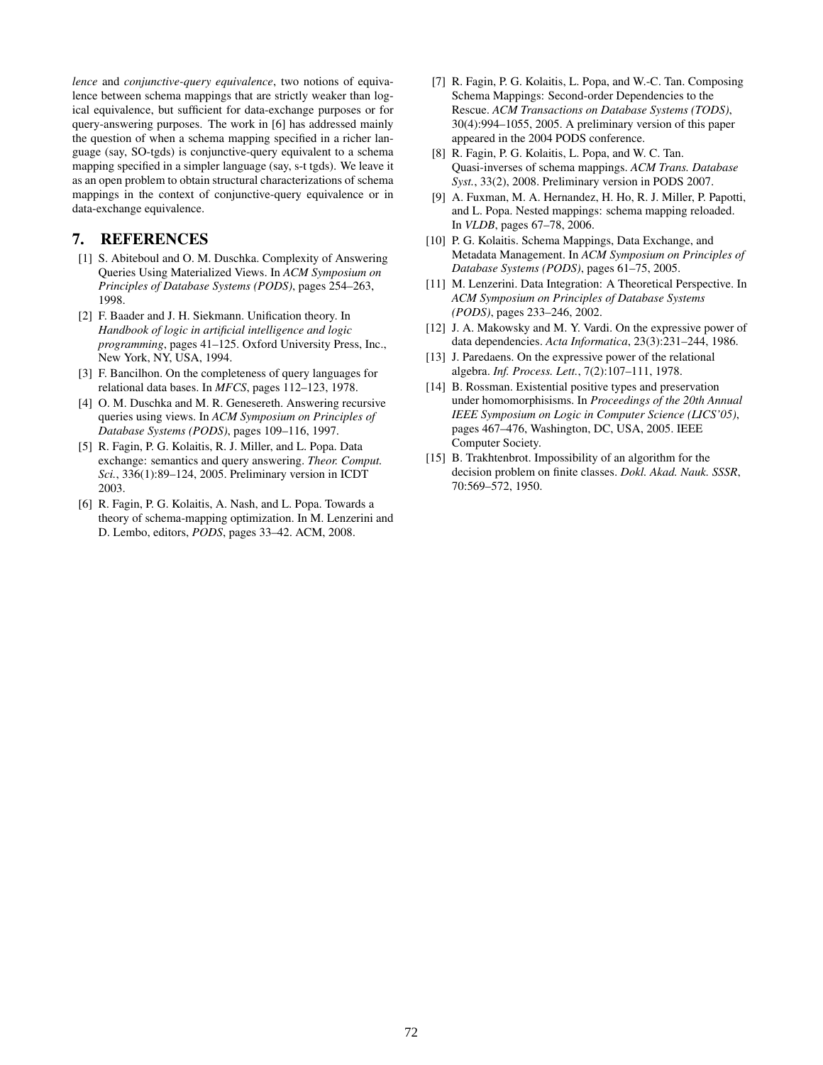*lence* and *conjunctive-query equivalence*, two notions of equivalence between schema mappings that are strictly weaker than logical equivalence, but sufficient for data-exchange purposes or for query-answering purposes. The work in [6] has addressed mainly the question of when a schema mapping specified in a richer language (say, SO-tgds) is conjunctive-query equivalent to a schema mapping specified in a simpler language (say, s-t tgds). We leave it as an open problem to obtain structural characterizations of schema mappings in the context of conjunctive-query equivalence or in data-exchange equivalence.

## 7. REFERENCES

[1] S. Abiteboul and O. M. Duschka. Complexity of Answering Queries Using Materialized Views. In *ACM Symposium on Principles of Database Systems (PODS)*, pages 254–263, 1998.

[2] F. Baader and J. H. Siekmann. Unification theory. In *Handbook of logic in artificial intelligence and logic programming*, pages 41–125. Oxford University Press, Inc., New York, NY, USA, 1994.

[3] F. Bancilhon. On the completeness of query languages for relational data bases. In *MFCS*, pages 112–123, 1978.

[4] O. M. Duschka and M. R. Genesereth. Answering recursive queries using views. In *ACM Symposium on Principles of Database Systems (PODS)*, pages 109–116, 1997.

[5] R. Fagin, P. G. Kolaitis, R. J. Miller, and L. Popa. Data exchange: semantics and query answering. *Theor. Comput. Sci.*, 336(1):89–124, 2005. Preliminary version in ICDT 2003.

[6] R. Fagin, P. G. Kolaitis, A. Nash, and L. Popa. Towards a theory of schema-mapping optimization. In M. Lenzerini and D. Lembo, editors, *PODS*, pages 33–42. ACM, 2008.

[7] R. Fagin, P. G. Kolaitis, L. Popa, and W.-C. Tan. Composing Schema Mappings: Second-order Dependencies to the Rescue. *ACM Transactions on Database Systems (TODS)*, 30(4):994–1055, 2005. A preliminary version of this paper appeared in the 2004 PODS conference.

[8] R. Fagin, P. G. Kolaitis, L. Popa, and W. C. Tan. Quasi-inverses of schema mappings. *ACM Trans. Database Syst.*, 33(2), 2008. Preliminary version in PODS 2007.

[9] A. Fuxman, M. A. Hernandez, H. Ho, R. J. Miller, P. Papotti, and L. Popa. Nested mappings: schema mapping reloaded. In *VLDB*, pages 67–78, 2006.

[10] P. G. Kolaitis. Schema Mappings, Data Exchange, and Metadata Management. In *ACM Symposium on Principles of Database Systems (PODS)*, pages 61–75, 2005.

[11] M. Lenzerini. Data Integration: A Theoretical Perspective. In *ACM Symposium on Principles of Database Systems (PODS)*, pages 233–246, 2002.

[12] J. A. Makowsky and M. Y. Vardi. On the expressive power of data dependencies. *Acta Informatica*, 23(3):231–244, 1986.

[13] J. Paredaens. On the expressive power of the relational algebra. *Inf. Process. Lett.*, 7(2):107–111, 1978.

[14] B. Rossman. Existential positive types and preservation under homomorphisisms. In *Proceedings of the 20th Annual IEEE Symposium on Logic in Computer Science (LICS'05)*, pages 467–476, Washington, DC, USA, 2005. IEEE Computer Society.

[15] B. Trakhtenbrot. Impossibility of an algorithm for the decision problem on finite classes. *Dokl. Akad. Nauk. SSSR*, 70:569–572, 1950.